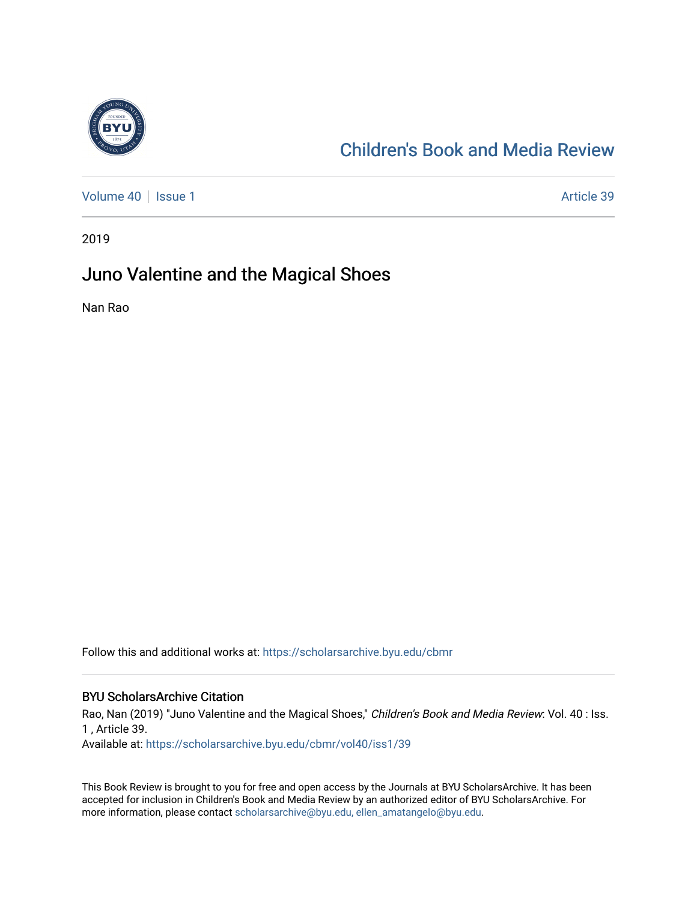Children's Book and Media Review

Volume 40 | Issue 1 | Article 39

2019

# Juno Valentine and the Magical Shoes

Nan Rao

Follow this and additional works at: https://scholarsarchive.byu.edu/cbmr

## BYU ScholarsArchive Citation

Rao, Nan (2019) "Juno Valentine and the Magical Shoes," *Children's Book and Media Review*: Vol. 40 : Iss. 1 , Article 39.
Available at: https://scholarsarchive.byu.edu/cbmr/vol40/iss1/39

This Book Review is brought to you for free and open access by the Journals at BYU ScholarsArchive. It has been accepted for inclusion in Children's Book and Media Review by an authorized editor of BYU ScholarsArchive. For more information, please contact scholarsarchive@byu.edu, ellen_amatangelo@byu.edu.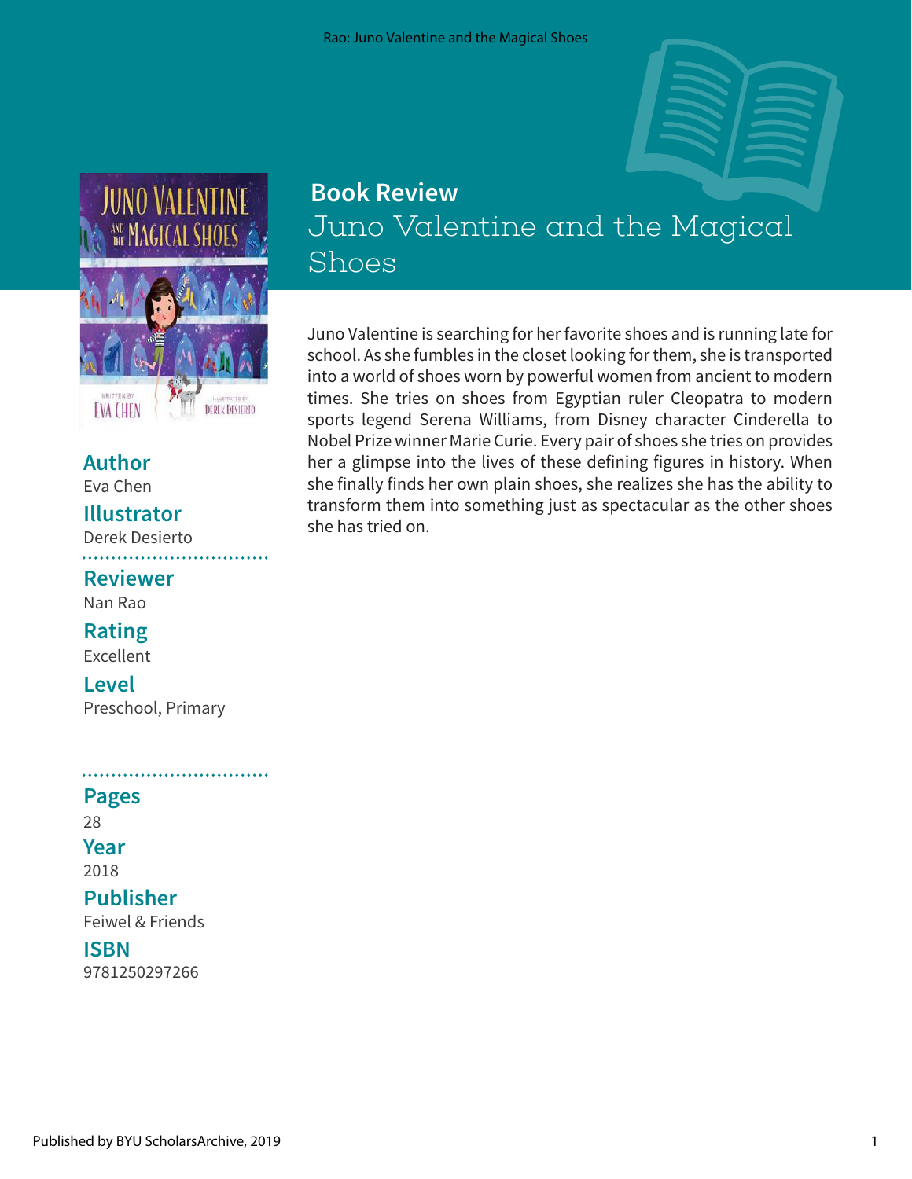## Book Review

# Juno Valentine and the Magical Shoes

**Author**
Eva Chen

**Illustrator**
Derek Desierto

**Reviewer**
Nan Rao

**Rating**
Excellent

**Level**
Preschool, Primary

**Pages**
28

**Year**
2018

**Publisher**
Feiwel & Friends

**ISBN**
9781250297266

Juno Valentine is searching for her favorite shoes and is running late for school. As she fumbles in the closet looking for them, she is transported into a world of shoes worn by powerful women from ancient to modern times. She tries on shoes from Egyptian ruler Cleopatra to modern sports legend Serena Williams, from Disney character Cinderella to Nobel Prize winner Marie Curie. Every pair of shoes she tries on provides her a glimpse into the lives of these defining figures in history. When she finally finds her own plain shoes, she realizes she has the ability to transform them into something just as spectacular as the other shoes she has tried on.